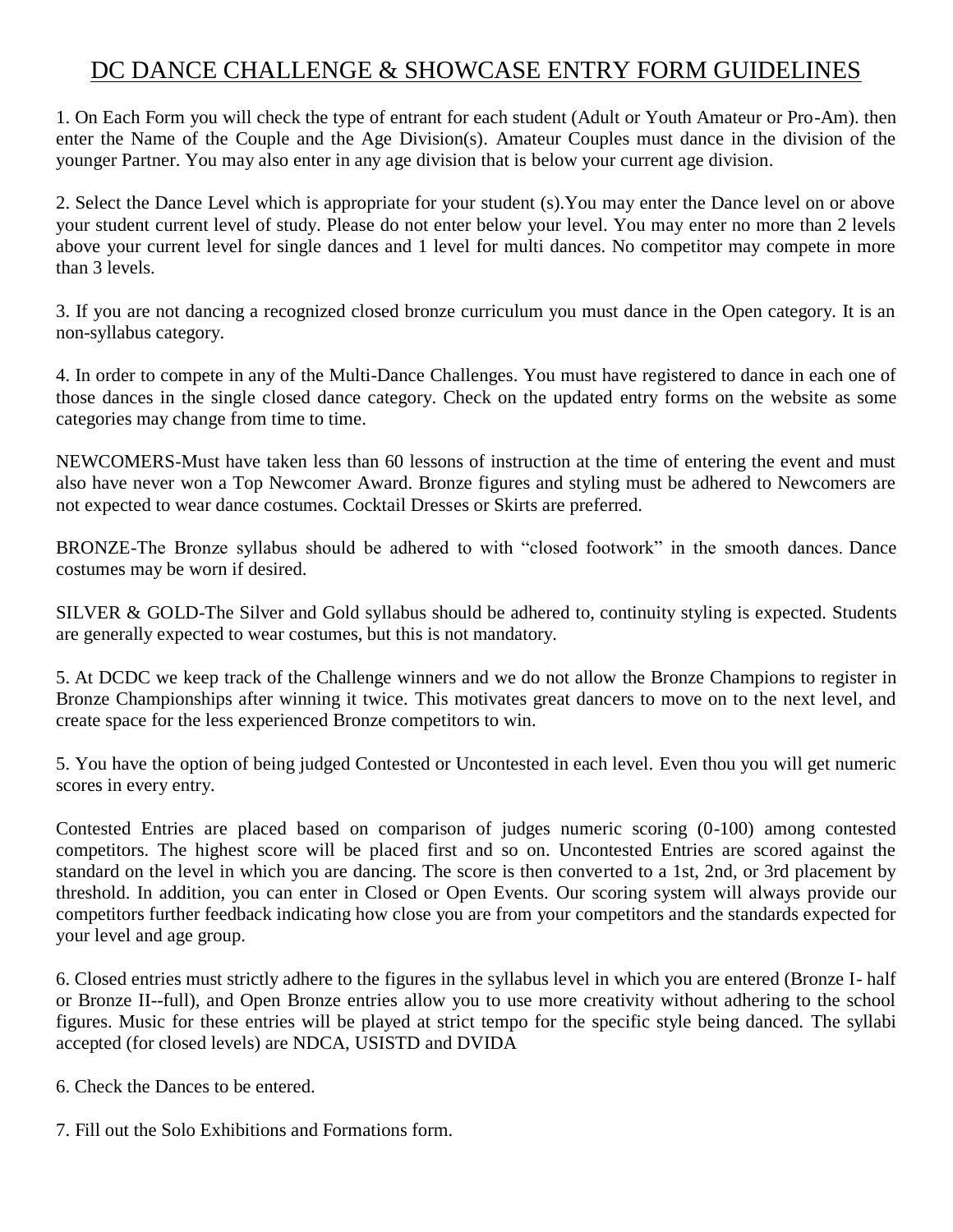# DC DANCE CHALLENGE & SHOWCASE ENTRY FORM GUIDELINES

1. On Each Form you will check the type of entrant for each student (Adult or Youth Amateur or Pro-Am). then enter the Name of the Couple and the Age Division(s). Amateur Couples must dance in the division of the younger Partner. You may also enter in any age division that is below your current age division.

2. Select the Dance Level which is appropriate for your student (s).You may enter the Dance level on or above your student current level of study. Please do not enter below your level. You may enter no more than 2 levels above your current level for single dances and 1 level for multi dances. No competitor may compete in more than 3 levels.

3. If you are not dancing a recognized closed bronze curriculum you must dance in the Open category. It is an non-syllabus category.

4. In order to compete in any of the Multi-Dance Challenges. You must have registered to dance in each one of those dances in the single closed dance category. Check on the updated entry forms on the website as some categories may change from time to time.

NEWCOMERS-Must have taken less than 60 lessons of instruction at the time of entering the event and must also have never won a Top Newcomer Award. Bronze figures and styling must be adhered to Newcomers are not expected to wear dance costumes. Cocktail Dresses or Skirts are preferred.

BRONZE-The Bronze syllabus should be adhered to with "closed footwork" in the smooth dances. Dance costumes may be worn if desired.

SILVER & GOLD-The Silver and Gold syllabus should be adhered to, continuity styling is expected. Students are generally expected to wear costumes, but this is not mandatory.

5. At DCDC we keep track of the Challenge winners and we do not allow the Bronze Champions to register in Bronze Championships after winning it twice. This motivates great dancers to move on to the next level, and create space for the less experienced Bronze competitors to win.

5. You have the option of being judged Contested or Uncontested in each level. Even thou you will get numeric scores in every entry.

Contested Entries are placed based on comparison of judges numeric scoring (0-100) among contested competitors. The highest score will be placed first and so on. Uncontested Entries are scored against the standard on the level in which you are dancing. The score is then converted to a 1st, 2nd, or 3rd placement by threshold. In addition, you can enter in Closed or Open Events. Our scoring system will always provide our competitors further feedback indicating how close you are from your competitors and the standards expected for your level and age group.

6. Closed entries must strictly adhere to the figures in the syllabus level in which you are entered (Bronze I- half or Bronze II--full), and Open Bronze entries allow you to use more creativity without adhering to the school figures. Music for these entries will be played at strict tempo for the specific style being danced. The syllabi accepted (for closed levels) are NDCA, USISTD and DVIDA

6. Check the Dances to be entered.

7. Fill out the Solo Exhibitions and Formations form.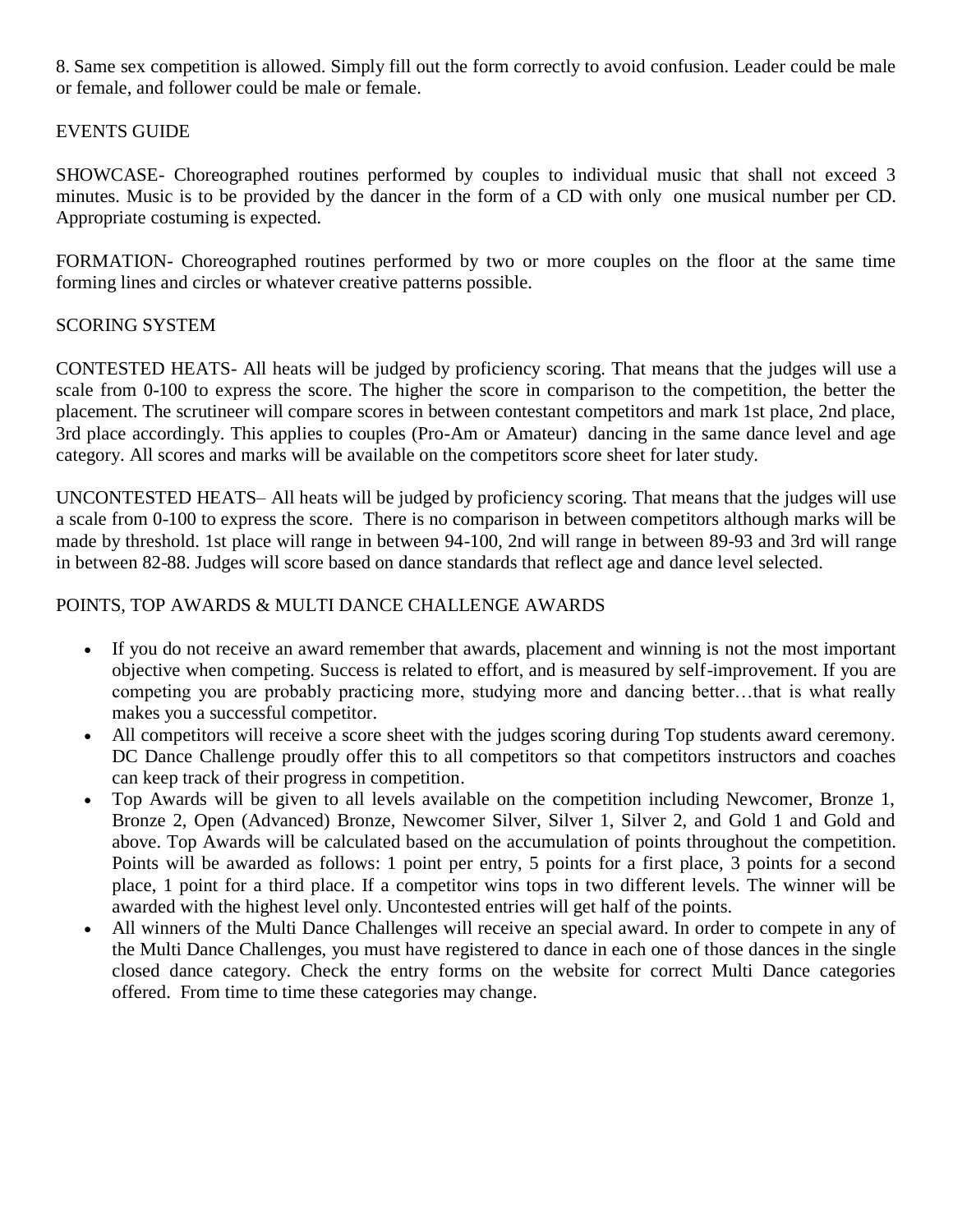8. Same sex competition is allowed. Simply fill out the form correctly to avoid confusion. Leader could be male or female, and follower could be male or female.

## EVENTS GUIDE

SHOWCASE- Choreographed routines performed by couples to individual music that shall not exceed 3 minutes. Music is to be provided by the dancer in the form of a CD with only one musical number per CD. Appropriate costuming is expected.

FORMATION- Choreographed routines performed by two or more couples on the floor at the same time forming lines and circles or whatever creative patterns possible.

## SCORING SYSTEM

CONTESTED HEATS- All heats will be judged by proficiency scoring. That means that the judges will use a scale from 0-100 to express the score. The higher the score in comparison to the competition, the better the placement. The scrutineer will compare scores in between contestant competitors and mark 1st place, 2nd place, 3rd place accordingly. This applies to couples (Pro-Am or Amateur) dancing in the same dance level and age category. All scores and marks will be available on the competitors score sheet for later study.

UNCONTESTED HEATS– All heats will be judged by proficiency scoring. That means that the judges will use a scale from 0-100 to express the score. There is no comparison in between competitors although marks will be made by threshold. 1st place will range in between 94-100, 2nd will range in between 89-93 and 3rd will range in between 82-88. Judges will score based on dance standards that reflect age and dance level selected.

## POINTS, TOP AWARDS & MULTI DANCE CHALLENGE AWARDS

- If you do not receive an award remember that awards, placement and winning is not the most important objective when competing. Success is related to effort, and is measured by self-improvement. If you are competing you are probably practicing more, studying more and dancing better…that is what really makes you a successful competitor.
- All competitors will receive a score sheet with the judges scoring during Top students award ceremony. DC Dance Challenge proudly offer this to all competitors so that competitors instructors and coaches can keep track of their progress in competition.
- Top Awards will be given to all levels available on the competition including Newcomer, Bronze 1, Bronze 2, Open (Advanced) Bronze, Newcomer Silver, Silver 1, Silver 2, and Gold 1 and Gold and above. Top Awards will be calculated based on the accumulation of points throughout the competition. Points will be awarded as follows: 1 point per entry, 5 points for a first place, 3 points for a second place, 1 point for a third place. If a competitor wins tops in two different levels. The winner will be awarded with the highest level only. Uncontested entries will get half of the points.
- All winners of the Multi Dance Challenges will receive an special award. In order to compete in any of the Multi Dance Challenges, you must have registered to dance in each one of those dances in the single closed dance category. Check the entry forms on the website for correct Multi Dance categories offered. From time to time these categories may change.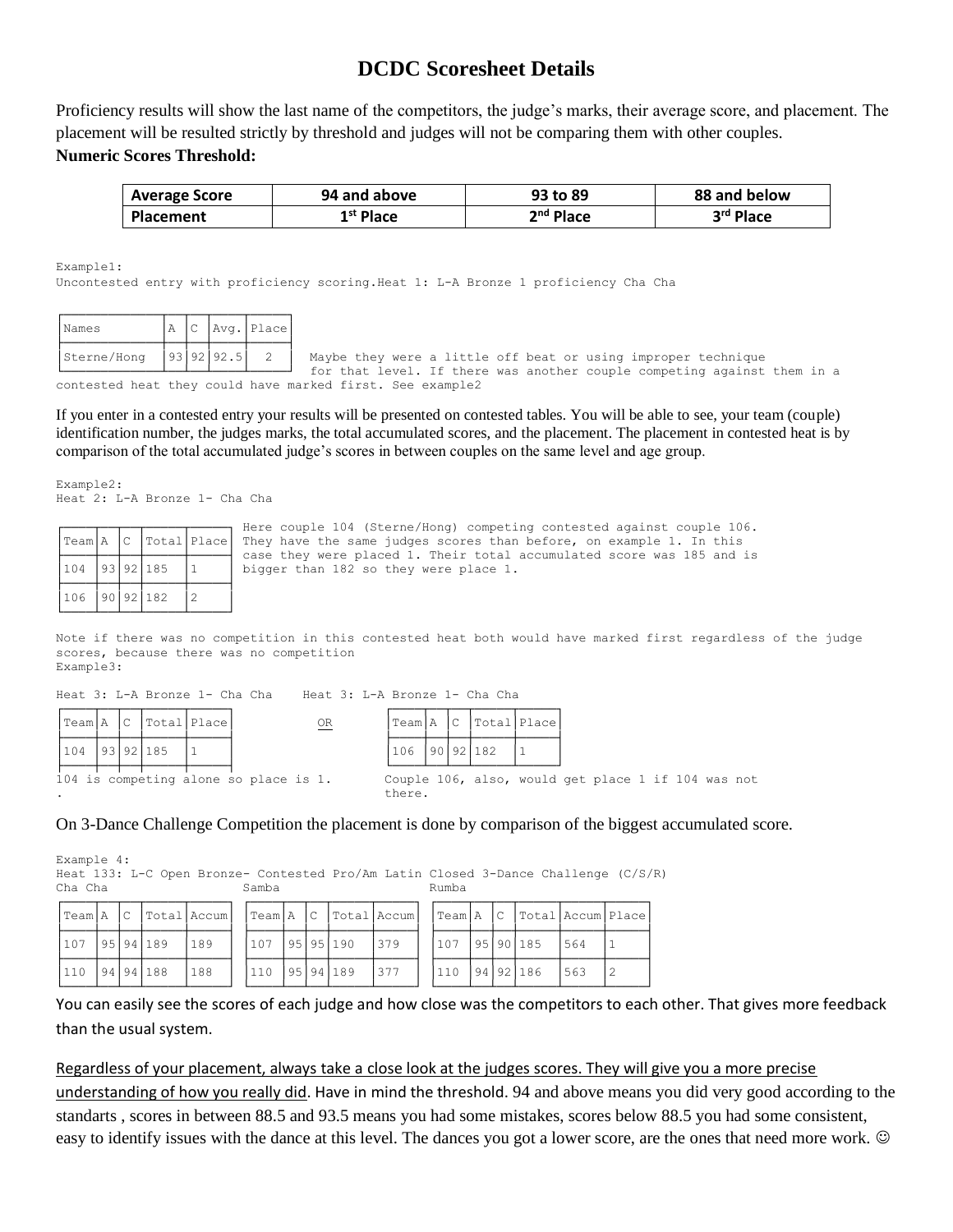# DCDC Scoresheet Details

Proficiency results will show the last name of the competitors, the judge's marks, their average score, and placement. The placement will be resulted strictly by threshold and judges will not be comparing them with other couples.

**Numeric Scores Threshold:**

| Average Score | 94 and above | 93 to 89 | 88 and below |
|---|---|---|---|
| Placement | 1st Place | 2nd Place | 3rd Place |

Example1:
Uncontested entry with proficiency scoring.Heat 1: L-A Bronze 1 proficiency Cha Cha

| Names | A | C | Avg. | Place |
|---|---|---|---|---|
| Sterne/Hong | 93 | 92 | 92.5 | 2 |

Maybe they were a little off beat or using improper technique for that level. If there was another couple competing against them in a contested heat they could have marked first. See example2

If you enter in a contested entry your results will be presented on contested tables. You will be able to see, your team (couple) identification number, the judges marks, the total accumulated scores, and the placement. The placement in contested heat is by comparison of the total accumulated judge's scores in between couples on the same level and age group.

Example2:
Heat 2: L-A Bronze 1- Cha Cha

| Team | A | C | Total | Place |
|---|---|---|---|---|
| 104 | 93 | 92 | 185 | 1 |
| 106 | 90 | 92 | 182 | 2 |

Here couple 104 (Sterne/Hong) competing contested against couple 106. They have the same judges scores than before, on example 1. In this case they were placed 1. Their total accumulated score was 185 and is bigger than 182 so they were place 1.

Note if there was no competition in this contested heat both would have marked first regardless of the judge scores, because there was no competition

Example3:

Heat 3: L-A Bronze 1- Cha Cha

| Team | A | C | Total | Place |
|---|---|---|---|---|
| 104 | 93 | 92 | 185 | 1 |

104 is competing alone so place is 1.

OR

Heat 3: L-A Bronze 1- Cha Cha

| Team | A | C | Total | Place |
|---|---|---|---|---|
| 106 | 90 | 92 | 182 | 1 |

Couple 106, also, would get place 1 if 104 was not there.

On 3-Dance Challenge Competition the placement is done by comparison of the biggest accumulated score.

Example 4:
Heat 133: L-C Open Bronze- Contested Pro/Am Latin Closed 3-Dance Challenge (C/S/R)

Cha Cha

| Team | A | C | Total | Accum |
|---|---|---|---|---|
| 107 | 95 | 94 | 189 | 189 |
| 110 | 94 | 94 | 188 | 188 |

Samba

| Team | A | C | Total | Accum |
|---|---|---|---|---|
| 107 | 95 | 95 | 190 | 379 |
| 110 | 95 | 94 | 189 | 377 |

Rumba

| Team | A | C | Total | Accum | Place |
|---|---|---|---|---|---|
| 107 | 95 | 90 | 185 | 564 | 1 |
| 110 | 94 | 92 | 186 | 563 | 2 |

You can easily see the scores of each judge and how close was the competitors to each other. That gives more feedback than the usual system.

Regardless of your placement, always take a close look at the judges scores. They will give you a more precise understanding of how you really did. Have in mind the threshold. 94 and above means you did very good according to the standarts , scores in between 88.5 and 93.5 means you had some mistakes, scores below 88.5 you had some consistent, easy to identify issues with the dance at this level. The dances you got a lower score, are the ones that need more work. ☺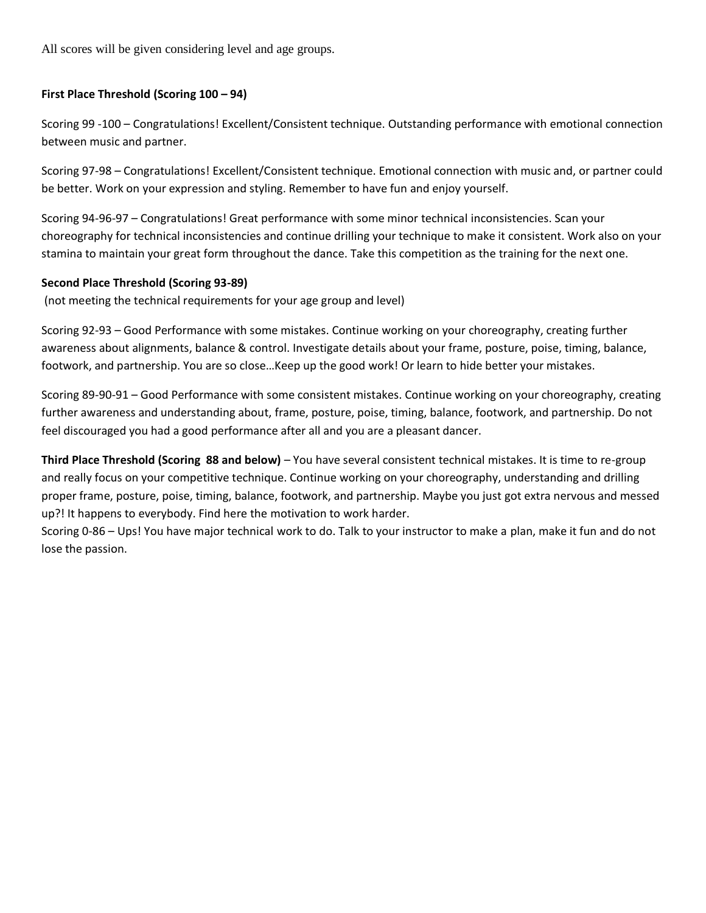All scores will be given considering level and age groups.

**First Place Threshold (Scoring 100 – 94)**

Scoring 99 -100 – Congratulations! Excellent/Consistent technique. Outstanding performance with emotional connection between music and partner.

Scoring 97-98 – Congratulations! Excellent/Consistent technique. Emotional connection with music and, or partner could be better. Work on your expression and styling. Remember to have fun and enjoy yourself.

Scoring 94-96-97 – Congratulations! Great performance with some minor technical inconsistencies. Scan your choreography for technical inconsistencies and continue drilling your technique to make it consistent. Work also on your stamina to maintain your great form throughout the dance. Take this competition as the training for the next one.

**Second Place Threshold (Scoring 93-89)**

(not meeting the technical requirements for your age group and level)

Scoring 92-93 – Good Performance with some mistakes. Continue working on your choreography, creating further awareness about alignments, balance & control. Investigate details about your frame, posture, poise, timing, balance, footwork, and partnership. You are so close…Keep up the good work! Or learn to hide better your mistakes.

Scoring 89-90-91 – Good Performance with some consistent mistakes. Continue working on your choreography, creating further awareness and understanding about, frame, posture, poise, timing, balance, footwork, and partnership. Do not feel discouraged you had a good performance after all and you are a pleasant dancer.

**Third Place Threshold (Scoring 88 and below)** – You have several consistent technical mistakes. It is time to re-group and really focus on your competitive technique. Continue working on your choreography, understanding and drilling proper frame, posture, poise, timing, balance, footwork, and partnership. Maybe you just got extra nervous and messed up?! It happens to everybody. Find here the motivation to work harder.

Scoring 0-86 – Ups! You have major technical work to do. Talk to your instructor to make a plan, make it fun and do not lose the passion.